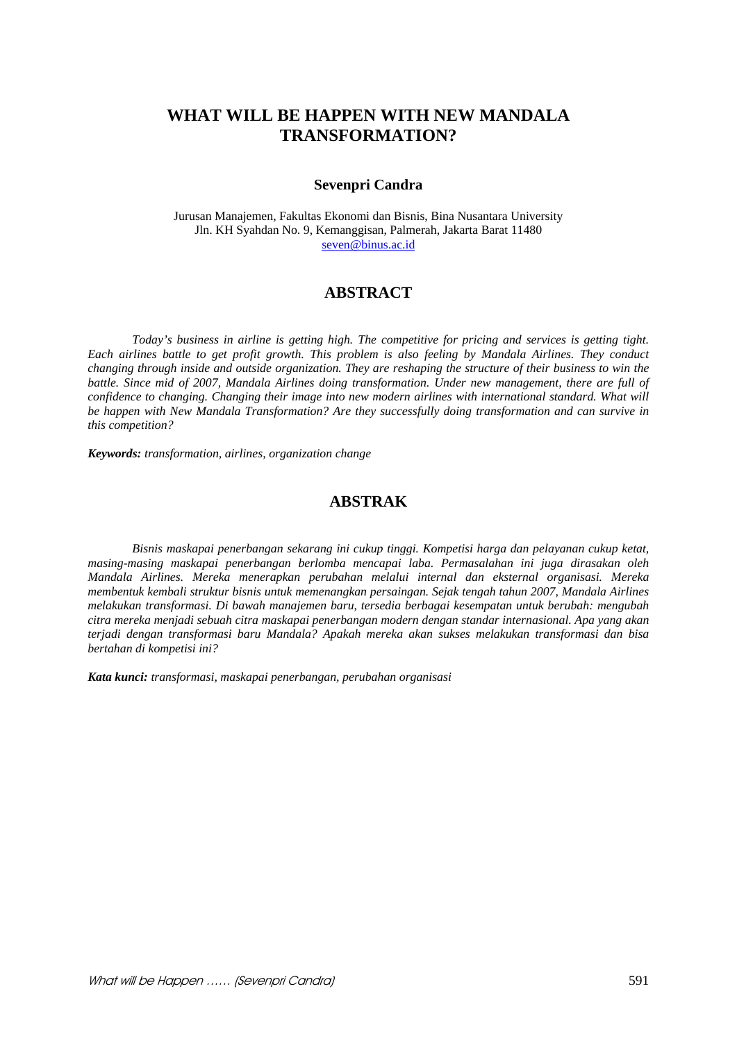# WHAT WILL BE HAPPEN WITH NEW MANDALA TRANSFORMATION?

**Sevenpri Candra**

Jurusan Manajemen, Fakultas Ekonomi dan Bisnis, Bina Nusantara University
Jln. KH Syahdan No. 9, Kemanggisan, Palmerah, Jakarta Barat 11480
seven@binus.ac.id

## ABSTRACT

*Today's business in airline is getting high. The competitive for pricing and services is getting tight. Each airlines battle to get profit growth. This problem is also feeling by Mandala Airlines. They conduct changing through inside and outside organization. They are reshaping the structure of their business to win the battle. Since mid of 2007, Mandala Airlines doing transformation. Under new management, there are full of confidence to changing. Changing their image into new modern airlines with international standard. What will be happen with New Mandala Transformation? Are they successfully doing transformation and can survive in this competition?*

***Keywords:*** *transformation, airlines, organization change*

## ABSTRAK

*Bisnis maskapai penerbangan sekarang ini cukup tinggi. Kompetisi harga dan pelayanan cukup ketat, masing-masing maskapai penerbangan berlomba mencapai laba. Permasalahan ini juga dirasakan oleh Mandala Airlines. Mereka menerapkan perubahan melalui internal dan eksternal organisasi. Mereka membentuk kembali struktur bisnis untuk memenangkan persaingan. Sejak tengah tahun 2007, Mandala Airlines melakukan transformasi. Di bawah manajemen baru, tersedia berbagai kesempatan untuk berubah: mengubah citra mereka menjadi sebuah citra maskapai penerbangan modern dengan standar internasional. Apa yang akan terjadi dengan transformasi baru Mandala? Apakah mereka akan sukses melakukan transformasi dan bisa bertahan di kompetisi ini?*

***Kata kunci:*** *transformasi, maskapai penerbangan, perubahan organisasi*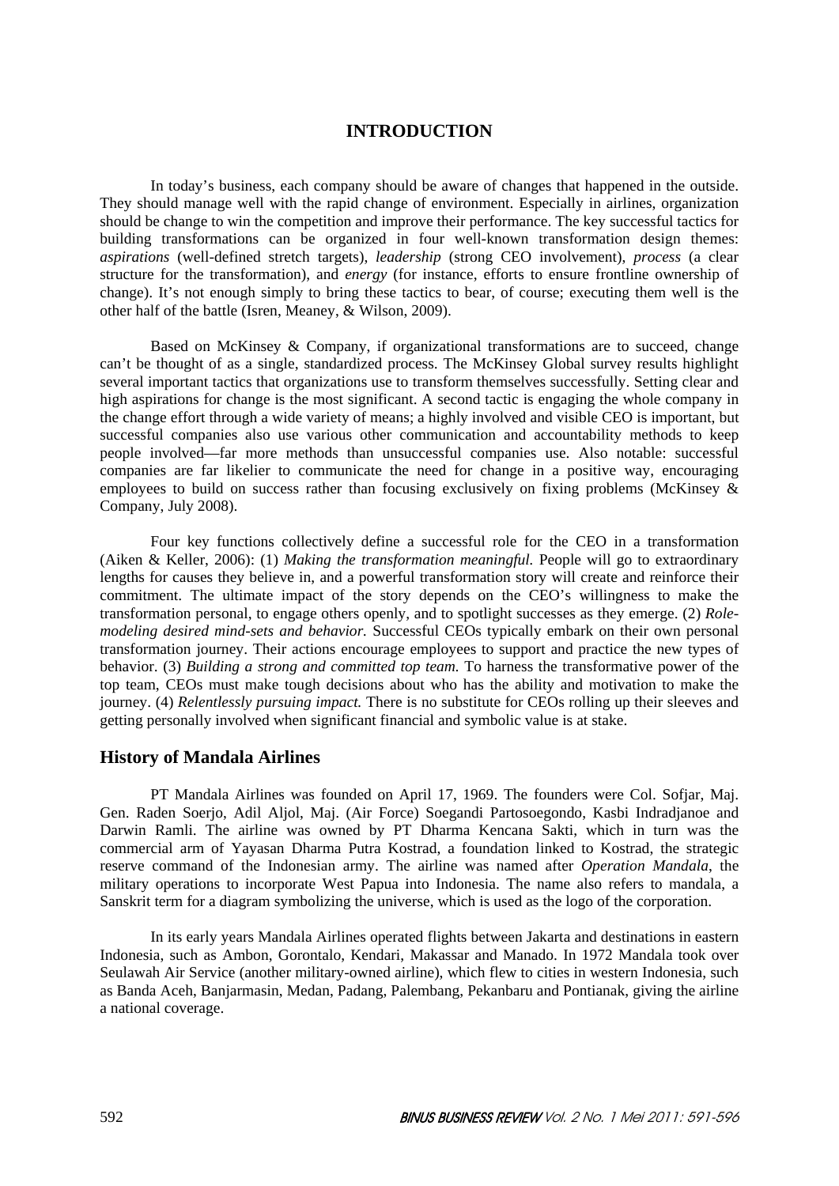# INTRODUCTION

In today's business, each company should be aware of changes that happened in the outside. They should manage well with the rapid change of environment. Especially in airlines, organization should be change to win the competition and improve their performance. The key successful tactics for building transformations can be organized in four well-known transformation design themes: *aspirations* (well-defined stretch targets), *leadership* (strong CEO involvement), *process* (a clear structure for the transformation), and *energy* (for instance, efforts to ensure frontline ownership of change). It's not enough simply to bring these tactics to bear, of course; executing them well is the other half of the battle (Isren, Meaney, & Wilson, 2009).

Based on McKinsey & Company, if organizational transformations are to succeed, change can't be thought of as a single, standardized process. The McKinsey Global survey results highlight several important tactics that organizations use to transform themselves successfully. Setting clear and high aspirations for change is the most significant. A second tactic is engaging the whole company in the change effort through a wide variety of means; a highly involved and visible CEO is important, but successful companies also use various other communication and accountability methods to keep people involved—far more methods than unsuccessful companies use. Also notable: successful companies are far likelier to communicate the need for change in a positive way, encouraging employees to build on success rather than focusing exclusively on fixing problems (McKinsey & Company, July 2008).

Four key functions collectively define a successful role for the CEO in a transformation (Aiken & Keller, 2006): (1) *Making the transformation meaningful.* People will go to extraordinary lengths for causes they believe in, and a powerful transformation story will create and reinforce their commitment. The ultimate impact of the story depends on the CEO's willingness to make the transformation personal, to engage others openly, and to spotlight successes as they emerge. (2) *Role-modeling desired mind-sets and behavior.* Successful CEOs typically embark on their own personal transformation journey. Their actions encourage employees to support and practice the new types of behavior. (3) *Building a strong and committed top team.* To harness the transformative power of the top team, CEOs must make tough decisions about who has the ability and motivation to make the journey. (4) *Relentlessly pursuing impact.* There is no substitute for CEOs rolling up their sleeves and getting personally involved when significant financial and symbolic value is at stake.

## History of Mandala Airlines

PT Mandala Airlines was founded on April 17, 1969. The founders were Col. Sofjar, Maj. Gen. Raden Soerjo, Adil Aljol, Maj. (Air Force) Soegandi Partosoegondo, Kasbi Indradjanoe and Darwin Ramli. The airline was owned by PT Dharma Kencana Sakti, which in turn was the commercial arm of Yayasan Dharma Putra Kostrad, a foundation linked to Kostrad, the strategic reserve command of the Indonesian army. The airline was named after *Operation Mandala*, the military operations to incorporate West Papua into Indonesia. The name also refers to mandala, a Sanskrit term for a diagram symbolizing the universe, which is used as the logo of the corporation.

In its early years Mandala Airlines operated flights between Jakarta and destinations in eastern Indonesia, such as Ambon, Gorontalo, Kendari, Makassar and Manado. In 1972 Mandala took over Seulawah Air Service (another military-owned airline), which flew to cities in western Indonesia, such as Banda Aceh, Banjarmasin, Medan, Padang, Palembang, Pekanbaru and Pontianak, giving the airline a national coverage.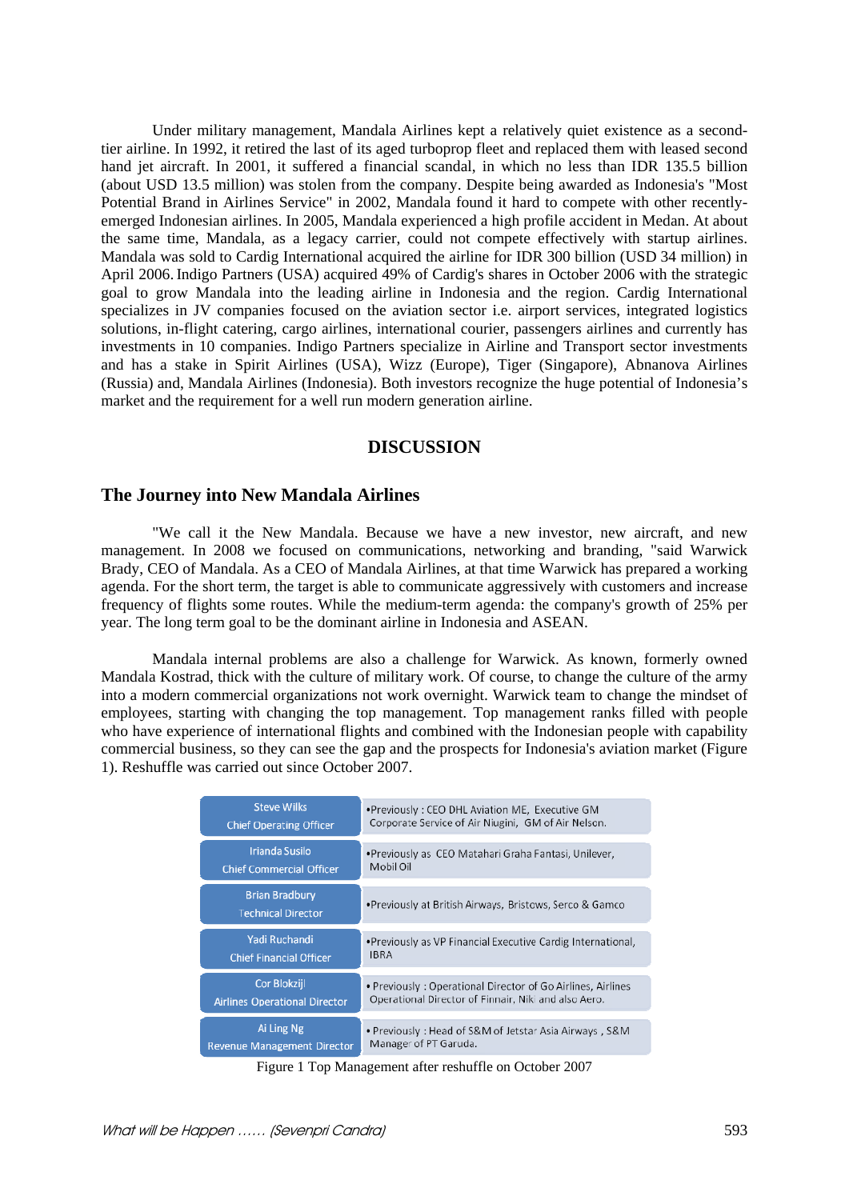Under military management, Mandala Airlines kept a relatively quiet existence as a second-tier airline. In 1992, it retired the last of its aged turboprop fleet and replaced them with leased second hand jet aircraft. In 2001, it suffered a financial scandal, in which no less than IDR 135.5 billion (about USD 13.5 million) was stolen from the company. Despite being awarded as Indonesia's "Most Potential Brand in Airlines Service" in 2002, Mandala found it hard to compete with other recently-emerged Indonesian airlines. In 2005, Mandala experienced a high profile accident in Medan. At about the same time, Mandala, as a legacy carrier, could not compete effectively with startup airlines. Mandala was sold to Cardig International acquired the airline for IDR 300 billion (USD 34 million) in April 2006. Indigo Partners (USA) acquired 49% of Cardig's shares in October 2006 with the strategic goal to grow Mandala into the leading airline in Indonesia and the region. Cardig International specializes in JV companies focused on the aviation sector i.e. airport services, integrated logistics solutions, in-flight catering, cargo airlines, international courier, passengers airlines and currently has investments in 10 companies. Indigo Partners specialize in Airline and Transport sector investments and has a stake in Spirit Airlines (USA), Wizz (Europe), Tiger (Singapore), Abnanova Airlines (Russia) and, Mandala Airlines (Indonesia). Both investors recognize the huge potential of Indonesia's market and the requirement for a well run modern generation airline.

# DISCUSSION

## The Journey into New Mandala Airlines

"We call it the New Mandala. Because we have a new investor, new aircraft, and new management. In 2008 we focused on communications, networking and branding, "said Warwick Brady, CEO of Mandala. As a CEO of Mandala Airlines, at that time Warwick has prepared a working agenda. For the short term, the target is able to communicate aggressively with customers and increase frequency of flights some routes. While the medium-term agenda: the company's growth of 25% per year. The long term goal to be the dominant airline in Indonesia and ASEAN.

Mandala internal problems are also a challenge for Warwick. As known, formerly owned Mandala Kostrad, thick with the culture of military work. Of course, to change the culture of the army into a modern commercial organizations not work overnight. Warwick team to change the mindset of employees, starting with changing the top management. Top management ranks filled with people who have experience of international flights and combined with the Indonesian people with capability commercial business, so they can see the gap and the prospects for Indonesia's aviation market (Figure 1). Reshuffle was carried out since October 2007.

| | |
|---|---|
| Steve Wilks<br>Chief Operating Officer | •Previously : CEO DHL Aviation ME, Executive GM Corporate Service of Air Niugini, GM of Air Nelson. |
| Irianda Susilo<br>Chief Commercial Officer | •Previously as CEO Matahari Graha Fantasi, Unilever, Mobil Oil |
| Brian Bradbury<br>Technical Director | •Previously at British Airways, Bristows, Serco & Gamco |
| Yadi Ruchandi<br>Chief Financial Officer | •Previously as VP Financial Executive Cardig International, IBRA |
| Cor Blokzijl<br>Airlines Operational Director | •Previously : Operational Director of Go Airlines, Airlines Operational Director of Finnair, Niki and also Aero. |
| Ai Ling Ng<br>Revenue Management Director | •Previously : Head of S&M of Jetstar Asia Airways , S&M Manager of PT Garuda. |

Figure 1 Top Management after reshuffle on October 2007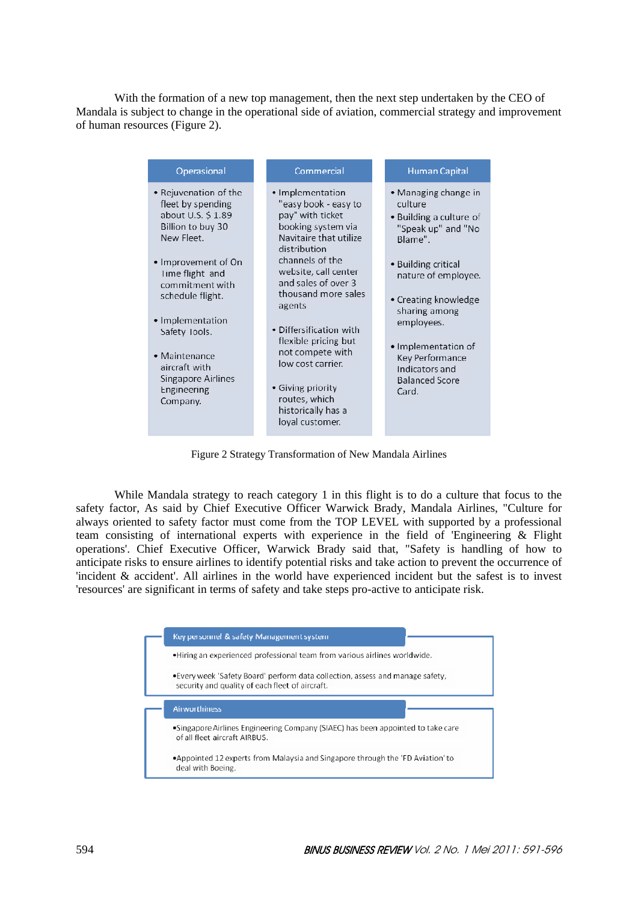With the formation of a new top management, then the next step undertaken by the CEO of Mandala is subject to change in the operational side of aviation, commercial strategy and improvement of human resources (Figure 2).

| Operasional | Commercial | Human Capital |
|---|---|---|
| • Rejuvenation of the fleet by spending about U.S. $ 1.89 Billion to buy 30 New Fleet.<br><br>• Improvement of On Time flight and commitment with schedule flight.<br><br>• Implementation Safety Tools.<br><br>• Maintenance aircraft with Singapore Airlines Engineering Company. | • Implementation "easy book - easy to pay" with ticket booking system via Navitaire that utilize distribution channels of the website, call center and sales of over 3 thousand more sales agents<br><br>• Differsification with flexible pricing but not compete with low cost carrier.<br><br>• Giving priority routes, which historically has a loyal customer. | • Managing change in culture<br>• Building a culture of "Speak up" and "No Blame".<br><br>• Building critical nature of employee.<br><br>• Creating knowledge sharing among employees.<br><br>• Implementation of Key Performance Indicators and Balanced Score Card. |

Figure 2 Strategy Transformation of New Mandala Airlines

While Mandala strategy to reach category 1 in this flight is to do a culture that focus to the safety factor, As said by Chief Executive Officer Warwick Brady, Mandala Airlines, "Culture for always oriented to safety factor must come from the TOP LEVEL with supported by a professional team consisting of international experts with experience in the field of 'Engineering & Flight operations'. Chief Executive Officer, Warwick Brady said that, "Safety is handling of how to anticipate risks to ensure airlines to identify potential risks and take action to prevent the occurrence of 'incident & accident'. All airlines in the world have experienced incident but the safest is to invest 'resources' are significant in terms of safety and take steps pro-active to anticipate risk.

**Key personnel & safety Management system**

- Hiring an experienced professional team from various airlines worldwide.
- Every week 'Safety Board' perform data collection, assess and manage safety, security and quality of each fleet of aircraft.

**Airworthiness**

- Singapore Airlines Engineering Company (SIAEC) has been appointed to take care of all fleet aircraft AIRBUS.
- Appointed 12 experts from Malaysia and Singapore through the 'FD Aviation' to deal with Boeing.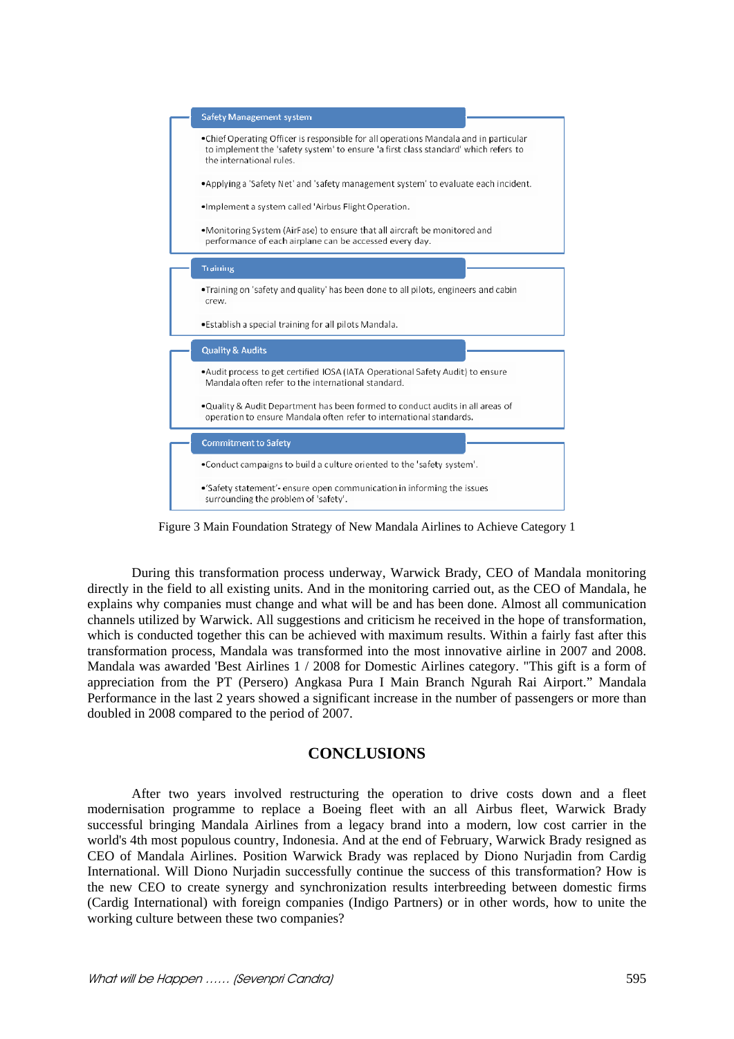**Safety Management system**

- Chief Operating Officer is responsible for all operations Mandala and in particular to implement the 'safety system' to ensure 'a first class standard' which refers to the international rules.
- Applying a 'Safety Net' and 'safety management system' to evaluate each incident.
- Implement a system called 'Airbus Flight Operation.
- Monitoring System (AirFase) to ensure that all aircraft be monitored and performance of each airplane can be accessed every day.

**Training**

- Training on 'safety and quality' has been done to all pilots, engineers and cabin crew.
- Establish a special training for all pilots Mandala.

**Quality & Audits**

- Audit process to get certified IOSA (IATA Operational Safety Audit) to ensure Mandala often refer to the international standard.
- Quality & Audit Department has been formed to conduct audits in all areas of operation to ensure Mandala often refer to international standards.

**Commitment to Safety**

- Conduct campaigns to build a culture oriented to the 'safety system'.
- 'Safety statement'- ensure open communication in informing the issues surrounding the problem of 'safety'.

Figure 3 Main Foundation Strategy of New Mandala Airlines to Achieve Category 1

During this transformation process underway, Warwick Brady, CEO of Mandala monitoring directly in the field to all existing units. And in the monitoring carried out, as the CEO of Mandala, he explains why companies must change and what will be and has been done. Almost all communication channels utilized by Warwick. All suggestions and criticism he received in the hope of transformation, which is conducted together this can be achieved with maximum results. Within a fairly fast after this transformation process, Mandala was transformed into the most innovative airline in 2007 and 2008. Mandala was awarded 'Best Airlines 1 / 2008 for Domestic Airlines category. "This gift is a form of appreciation from the PT (Persero) Angkasa Pura I Main Branch Ngurah Rai Airport." Mandala Performance in the last 2 years showed a significant increase in the number of passengers or more than doubled in 2008 compared to the period of 2007.

## CONCLUSIONS

After two years involved restructuring the operation to drive costs down and a fleet modernisation programme to replace a Boeing fleet with an all Airbus fleet, Warwick Brady successful bringing Mandala Airlines from a legacy brand into a modern, low cost carrier in the world's 4th most populous country, Indonesia. And at the end of February, Warwick Brady resigned as CEO of Mandala Airlines. Position Warwick Brady was replaced by Diono Nurjadin from Cardig International. Will Diono Nurjadin successfully continue the success of this transformation? How is the new CEO to create synergy and synchronization results interbreeding between domestic firms (Cardig International) with foreign companies (Indigo Partners) or in other words, how to unite the working culture between these two companies?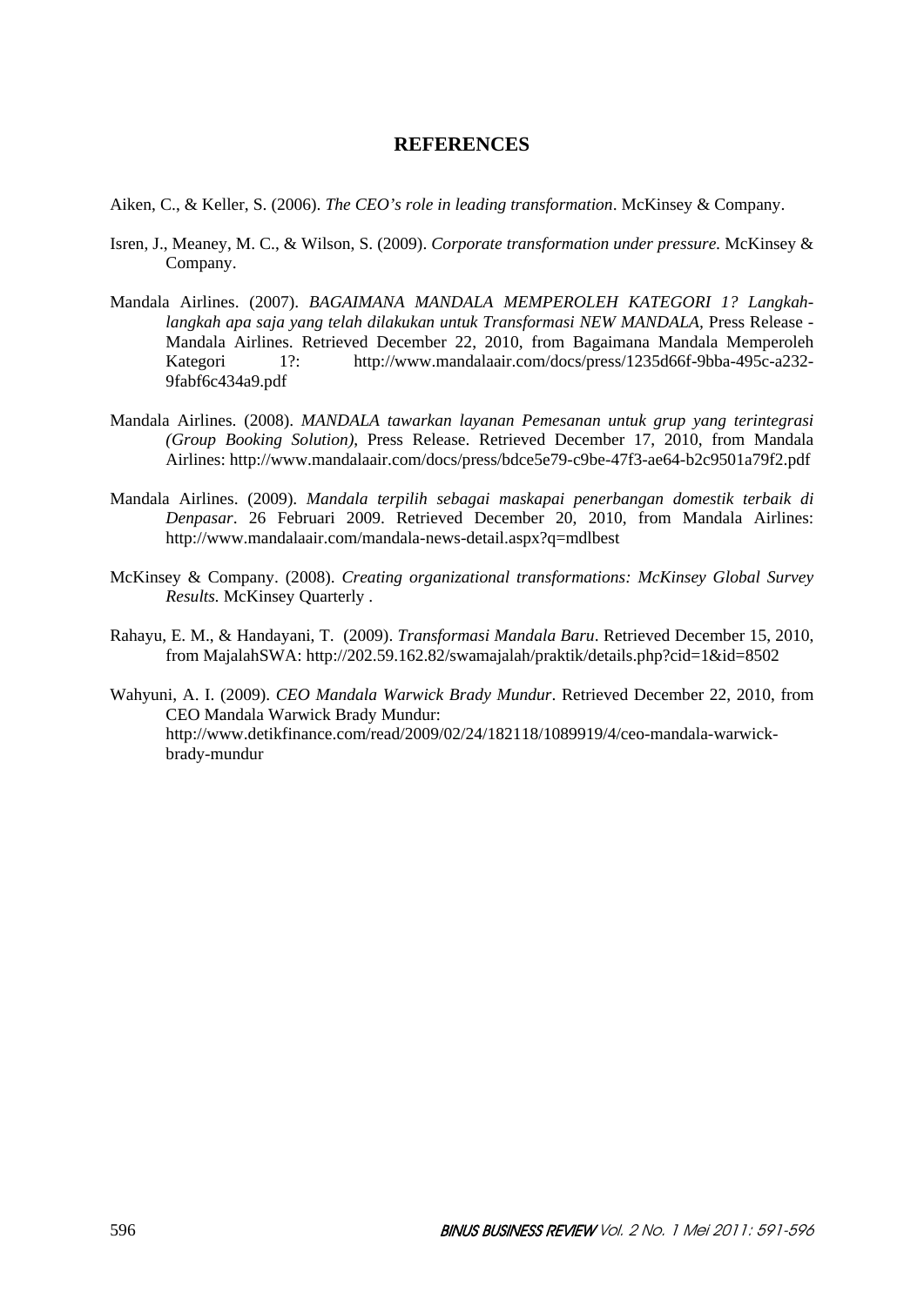## REFERENCES

Aiken, C., & Keller, S. (2006). *The CEO's role in leading transformation*. McKinsey & Company.

Isren, J., Meaney, M. C., & Wilson, S. (2009). *Corporate transformation under pressure*. McKinsey & Company.

Mandala Airlines. (2007). *BAGAIMANA MANDALA MEMPEROLEH KATEGORI 1? Langkah-langkah apa saja yang telah dilakukan untuk Transformasi NEW MANDALA*, Press Release - Mandala Airlines. Retrieved December 22, 2010, from Bagaimana Mandala Memperoleh Kategori 1?: http://www.mandalaair.com/docs/press/1235d66f-9bba-495c-a232-9fabf6c434a9.pdf

Mandala Airlines. (2008). *MANDALA tawarkan layanan Pemesanan untuk grup yang terintegrasi (Group Booking Solution)*, Press Release. Retrieved December 17, 2010, from Mandala Airlines: http://www.mandalaair.com/docs/press/bdce5e79-c9be-47f3-ae64-b2c9501a79f2.pdf

Mandala Airlines. (2009). *Mandala terpilih sebagai maskapai penerbangan domestik terbaik di Denpasar*. 26 Februari 2009. Retrieved December 20, 2010, from Mandala Airlines: http://www.mandalaair.com/mandala-news-detail.aspx?q=mdlbest

McKinsey & Company. (2008). *Creating organizational transformations: McKinsey Global Survey Results.* McKinsey Quarterly .

Rahayu, E. M., & Handayani, T. (2009). *Transformasi Mandala Baru*. Retrieved December 15, 2010, from MajalahSWA: http://202.59.162.82/swamajalah/praktik/details.php?cid=1&id=8502

Wahyuni, A. I. (2009). *CEO Mandala Warwick Brady Mundur*. Retrieved December 22, 2010, from CEO Mandala Warwick Brady Mundur: http://www.detikfinance.com/read/2009/02/24/182118/1089919/4/ceo-mandala-warwick-brady-mundur